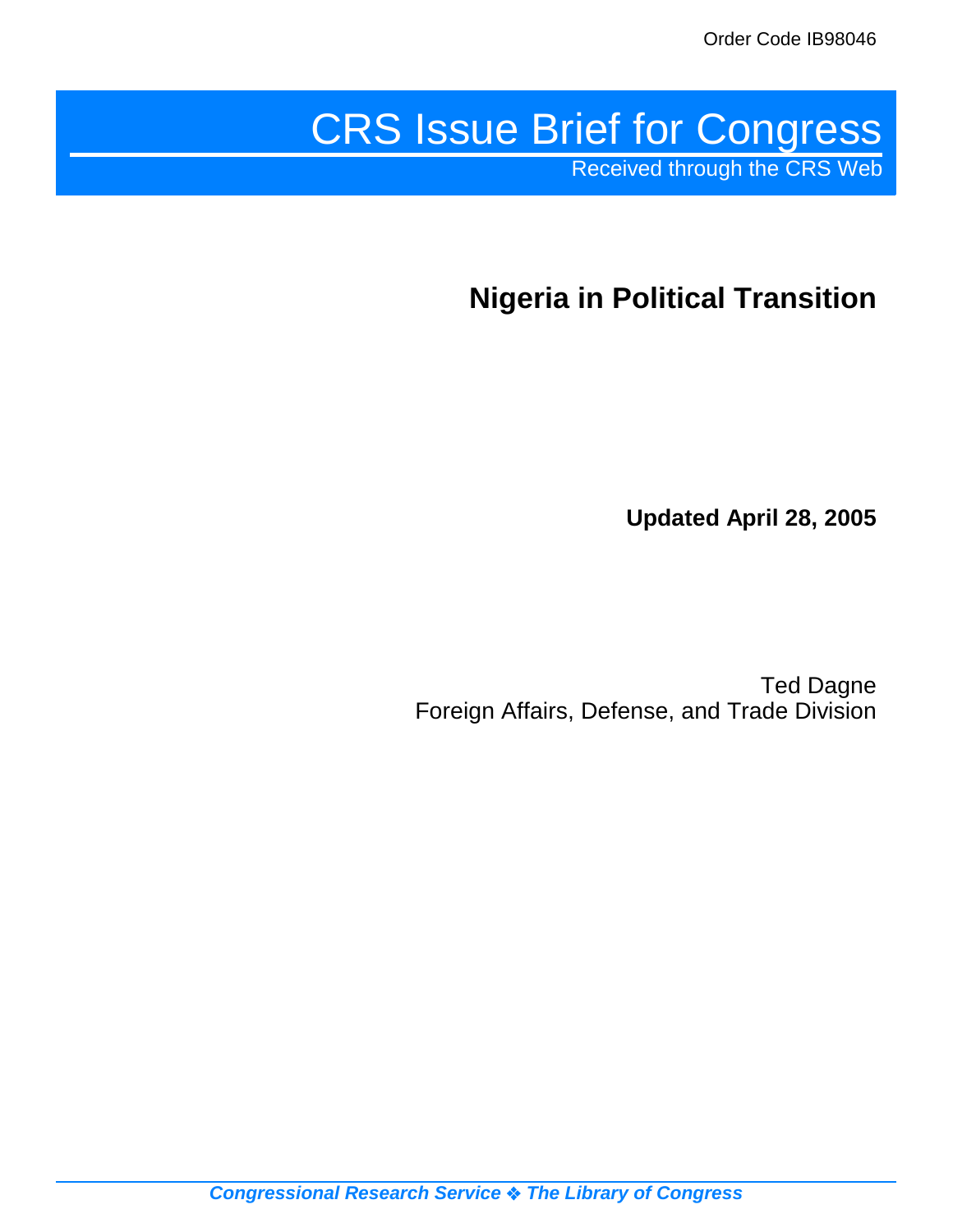Order Code IB98046

# CRS Issue Brief for Congress

Received through the CRS Web

## Nigeria in Political Transition

**Updated April 28, 2005**

Ted Dagne
Foreign Affairs, Defense, and Trade Division

***Congressional Research Service ❖ The Library of Congress***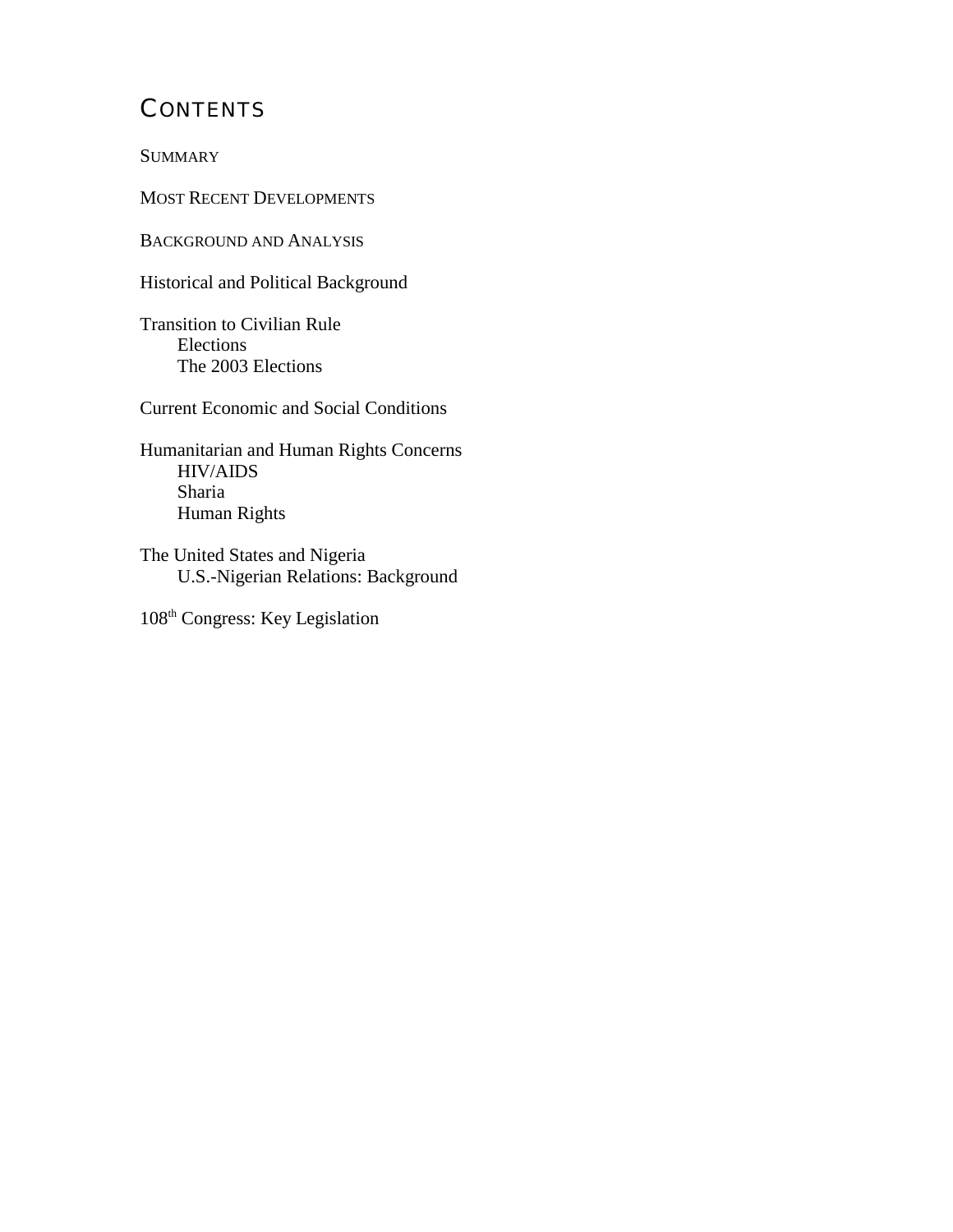# CONTENTS

SUMMARY

MOST RECENT DEVELOPMENTS

BACKGROUND AND ANALYSIS

Historical and Political Background

Transition to Civilian Rule
- Elections
- The 2003 Elections

Current Economic and Social Conditions

Humanitarian and Human Rights Concerns
- HIV/AIDS
- Sharia
- Human Rights

The United States and Nigeria
- U.S.-Nigerian Relations: Background

108th Congress: Key Legislation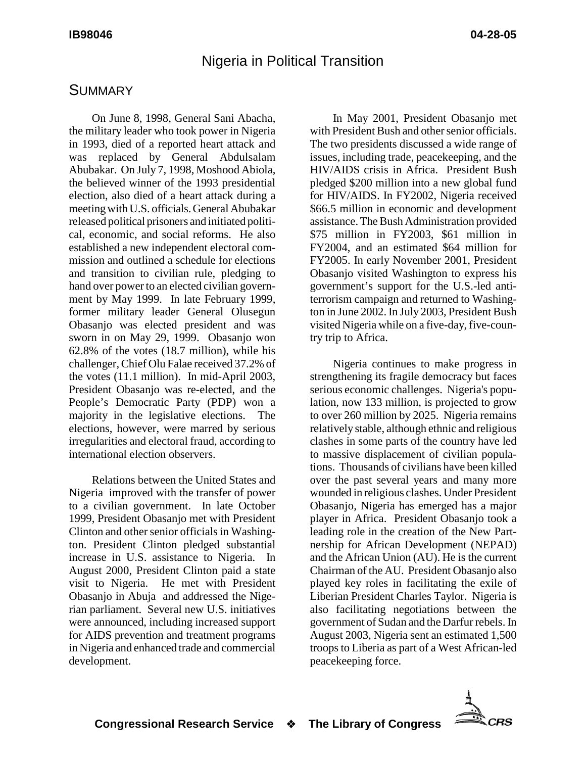# Nigeria in Political Transition

## SUMMARY

On June 8, 1998, General Sani Abacha, the military leader who took power in Nigeria in 1993, died of a reported heart attack and was replaced by General Abdulsalam Abubakar. On July 7, 1998, Moshood Abiola, the believed winner of the 1993 presidential election, also died of a heart attack during a meeting with U.S. officials. General Abubakar released political prisoners and initiated political, economic, and social reforms. He also established a new independent electoral commission and outlined a schedule for elections and transition to civilian rule, pledging to hand over power to an elected civilian government by May 1999. In late February 1999, former military leader General Olusegun Obasanjo was elected president and was sworn in on May 29, 1999. Obasanjo won 62.8% of the votes (18.7 million), while his challenger, Chief Olu Falae received 37.2% of the votes (11.1 million). In mid-April 2003, President Obasanjo was re-elected, and the People's Democratic Party (PDP) won a majority in the legislative elections. The elections, however, were marred by serious irregularities and electoral fraud, according to international election observers.

Relations between the United States and Nigeria improved with the transfer of power to a civilian government. In late October 1999, President Obasanjo met with President Clinton and other senior officials in Washington. President Clinton pledged substantial increase in U.S. assistance to Nigeria. In August 2000, President Clinton paid a state visit to Nigeria. He met with President Obasanjo in Abuja and addressed the Nigerian parliament. Several new U.S. initiatives were announced, including increased support for AIDS prevention and treatment programs in Nigeria and enhanced trade and commercial development.

In May 2001, President Obasanjo met with President Bush and other senior officials. The two presidents discussed a wide range of issues, including trade, peacekeeping, and the HIV/AIDS crisis in Africa. President Bush pledged $200 million into a new global fund for HIV/AIDS. In FY2002, Nigeria received $66.5 million in economic and development assistance. The Bush Administration provided $75 million in FY2003, $61 million in FY2004, and an estimated $64 million for FY2005. In early November 2001, President Obasanjo visited Washington to express his government's support for the U.S.-led anti-terrorism campaign and returned to Washington in June 2002. In July 2003, President Bush visited Nigeria while on a five-day, five-country trip to Africa.

Nigeria continues to make progress in strengthening its fragile democracy but faces serious economic challenges. Nigeria's population, now 133 million, is projected to grow to over 260 million by 2025. Nigeria remains relatively stable, although ethnic and religious clashes in some parts of the country have led to massive displacement of civilian populations. Thousands of civilians have been killed over the past several years and many more wounded in religious clashes. Under President Obasanjo, Nigeria has emerged has a major player in Africa. President Obasanjo took a leading role in the creation of the New Partnership for African Development (NEPAD) and the African Union (AU). He is the current Chairman of the AU. President Obasanjo also played key roles in facilitating the exile of Liberian President Charles Taylor. Nigeria is also facilitating negotiations between the government of Sudan and the Darfur rebels. In August 2003, Nigeria sent an estimated 1,500 troops to Liberia as part of a West African-led peacekeeping force.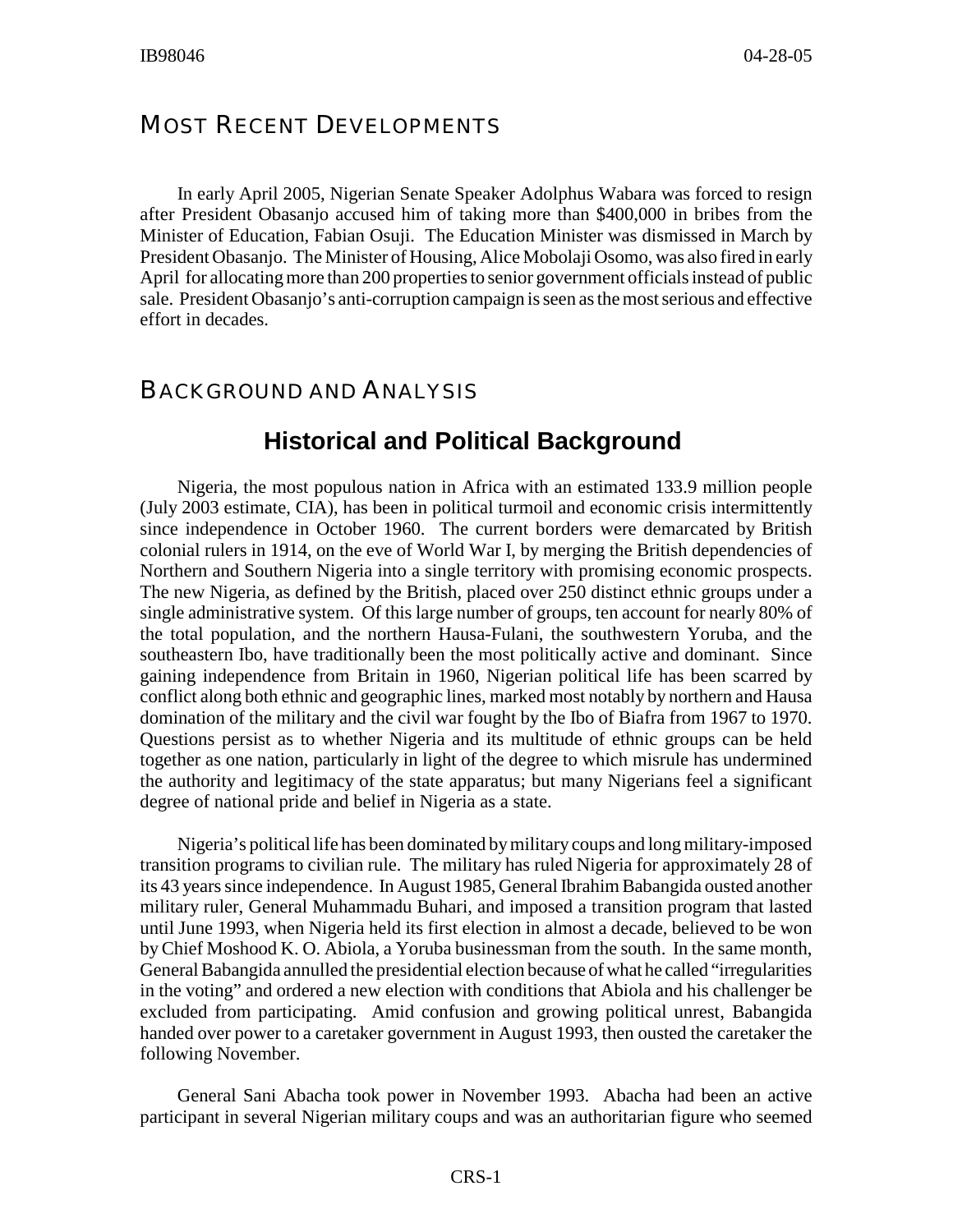## Most Recent Developments

In early April 2005, Nigerian Senate Speaker Adolphus Wabara was forced to resign after President Obasanjo accused him of taking more than $400,000 in bribes from the Minister of Education, Fabian Osuji. The Education Minister was dismissed in March by President Obasanjo. The Minister of Housing, Alice Mobolaji Osomo, was also fired in early April for allocating more than 200 properties to senior government officials instead of public sale. President Obasanjo's anti-corruption campaign is seen as the most serious and effective effort in decades.

## Background and Analysis

### Historical and Political Background

Nigeria, the most populous nation in Africa with an estimated 133.9 million people (July 2003 estimate, CIA), has been in political turmoil and economic crisis intermittently since independence in October 1960. The current borders were demarcated by British colonial rulers in 1914, on the eve of World War I, by merging the British dependencies of Northern and Southern Nigeria into a single territory with promising economic prospects. The new Nigeria, as defined by the British, placed over 250 distinct ethnic groups under a single administrative system. Of this large number of groups, ten account for nearly 80% of the total population, and the northern Hausa-Fulani, the southwestern Yoruba, and the southeastern Ibo, have traditionally been the most politically active and dominant. Since gaining independence from Britain in 1960, Nigerian political life has been scarred by conflict along both ethnic and geographic lines, marked most notably by northern and Hausa domination of the military and the civil war fought by the Ibo of Biafra from 1967 to 1970. Questions persist as to whether Nigeria and its multitude of ethnic groups can be held together as one nation, particularly in light of the degree to which misrule has undermined the authority and legitimacy of the state apparatus; but many Nigerians feel a significant degree of national pride and belief in Nigeria as a state.

Nigeria's political life has been dominated by military coups and long military-imposed transition programs to civilian rule. The military has ruled Nigeria for approximately 28 of its 43 years since independence. In August 1985, General Ibrahim Babangida ousted another military ruler, General Muhammadu Buhari, and imposed a transition program that lasted until June 1993, when Nigeria held its first election in almost a decade, believed to be won by Chief Moshood K. O. Abiola, a Yoruba businessman from the south. In the same month, General Babangida annulled the presidential election because of what he called "irregularities in the voting" and ordered a new election with conditions that Abiola and his challenger be excluded from participating. Amid confusion and growing political unrest, Babangida handed over power to a caretaker government in August 1993, then ousted the caretaker the following November.

General Sani Abacha took power in November 1993. Abacha had been an active participant in several Nigerian military coups and was an authoritarian figure who seemed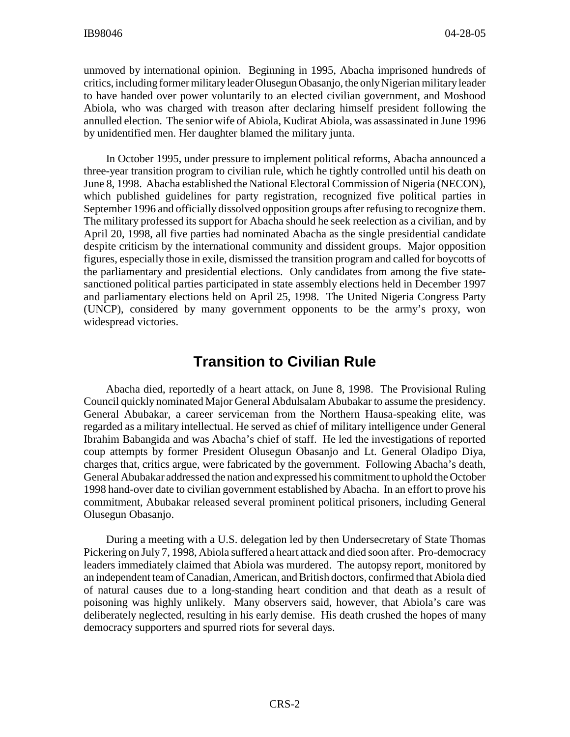unmoved by international opinion. Beginning in 1995, Abacha imprisoned hundreds of critics, including former military leader Olusegun Obasanjo, the only Nigerian military leader to have handed over power voluntarily to an elected civilian government, and Moshood Abiola, who was charged with treason after declaring himself president following the annulled election. The senior wife of Abiola, Kudirat Abiola, was assassinated in June 1996 by unidentified men. Her daughter blamed the military junta.

In October 1995, under pressure to implement political reforms, Abacha announced a three-year transition program to civilian rule, which he tightly controlled until his death on June 8, 1998. Abacha established the National Electoral Commission of Nigeria (NECON), which published guidelines for party registration, recognized five political parties in September 1996 and officially dissolved opposition groups after refusing to recognize them. The military professed its support for Abacha should he seek reelection as a civilian, and by April 20, 1998, all five parties had nominated Abacha as the single presidential candidate despite criticism by the international community and dissident groups. Major opposition figures, especially those in exile, dismissed the transition program and called for boycotts of the parliamentary and presidential elections. Only candidates from among the five state-sanctioned political parties participated in state assembly elections held in December 1997 and parliamentary elections held on April 25, 1998. The United Nigeria Congress Party (UNCP), considered by many government opponents to be the army's proxy, won widespread victories.

## Transition to Civilian Rule

Abacha died, reportedly of a heart attack, on June 8, 1998. The Provisional Ruling Council quickly nominated Major General Abdulsalam Abubakar to assume the presidency. General Abubakar, a career serviceman from the Northern Hausa-speaking elite, was regarded as a military intellectual. He served as chief of military intelligence under General Ibrahim Babangida and was Abacha's chief of staff. He led the investigations of reported coup attempts by former President Olusegun Obasanjo and Lt. General Oladipo Diya, charges that, critics argue, were fabricated by the government. Following Abacha's death, General Abubakar addressed the nation and expressed his commitment to uphold the October 1998 hand-over date to civilian government established by Abacha. In an effort to prove his commitment, Abubakar released several prominent political prisoners, including General Olusegun Obasanjo.

During a meeting with a U.S. delegation led by then Undersecretary of State Thomas Pickering on July 7, 1998, Abiola suffered a heart attack and died soon after. Pro-democracy leaders immediately claimed that Abiola was murdered. The autopsy report, monitored by an independent team of Canadian, American, and British doctors, confirmed that Abiola died of natural causes due to a long-standing heart condition and that death as a result of poisoning was highly unlikely. Many observers said, however, that Abiola's care was deliberately neglected, resulting in his early demise. His death crushed the hopes of many democracy supporters and spurred riots for several days.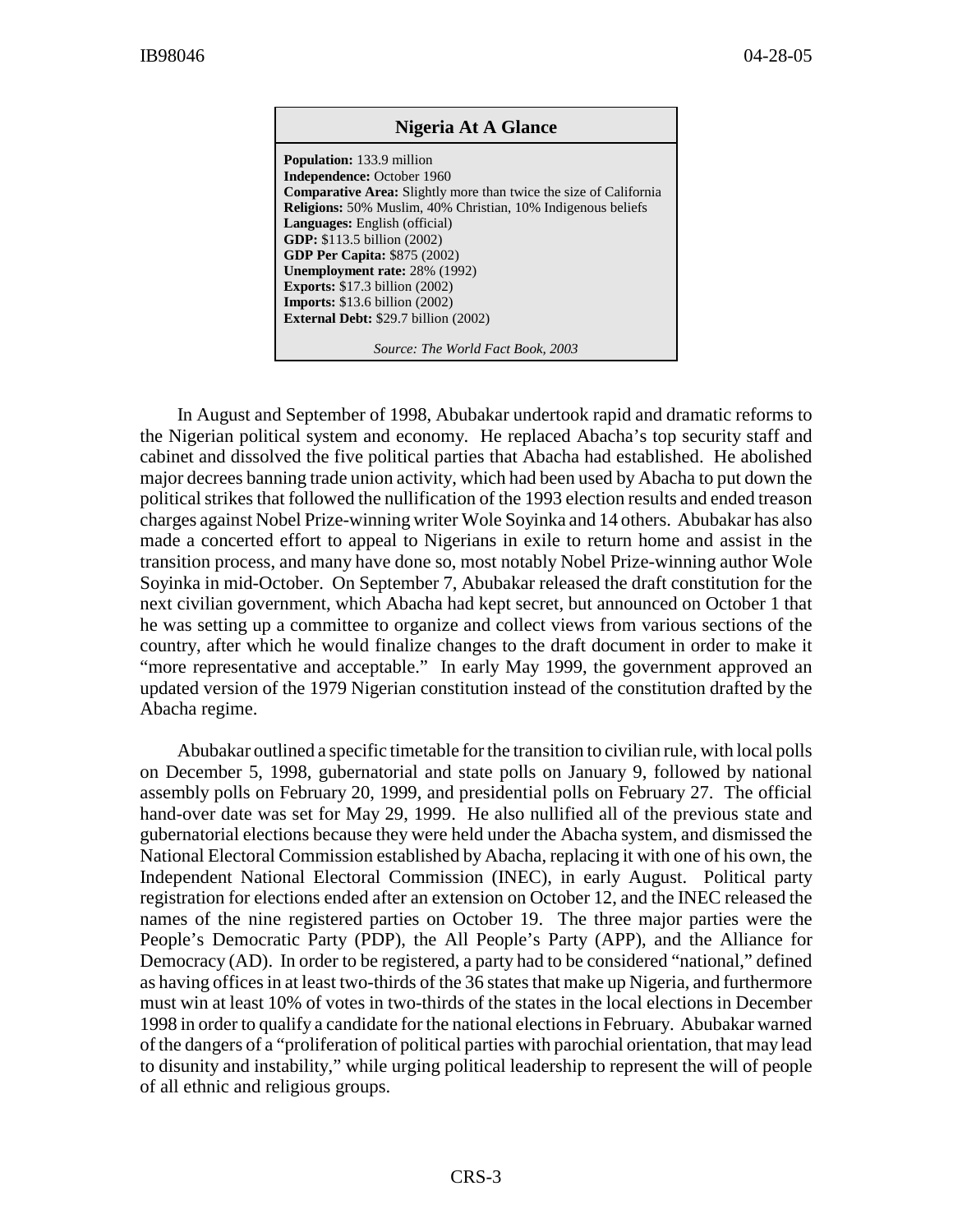**Nigeria At A Glance**

**Population:** 133.9 million
**Independence:** October 1960
**Comparative Area:** Slightly more than twice the size of California
**Religions:** 50% Muslim, 40% Christian, 10% Indigenous beliefs
**Languages:** English (official)
**GDP:** $113.5 billion (2002)
**GDP Per Capita:** $875 (2002)
**Unemployment rate:** 28% (1992)
**Exports:** $17.3 billion (2002)
**Imports:** $13.6 billion (2002)
**External Debt:** $29.7 billion (2002)

*Source: The World Fact Book, 2003*

In August and September of 1998, Abubakar undertook rapid and dramatic reforms to the Nigerian political system and economy. He replaced Abacha's top security staff and cabinet and dissolved the five political parties that Abacha had established. He abolished major decrees banning trade union activity, which had been used by Abacha to put down the political strikes that followed the nullification of the 1993 election results and ended treason charges against Nobel Prize-winning writer Wole Soyinka and 14 others. Abubakar has also made a concerted effort to appeal to Nigerians in exile to return home and assist in the transition process, and many have done so, most notably Nobel Prize-winning author Wole Soyinka in mid-October. On September 7, Abubakar released the draft constitution for the next civilian government, which Abacha had kept secret, but announced on October 1 that he was setting up a committee to organize and collect views from various sections of the country, after which he would finalize changes to the draft document in order to make it "more representative and acceptable." In early May 1999, the government approved an updated version of the 1979 Nigerian constitution instead of the constitution drafted by the Abacha regime.

Abubakar outlined a specific timetable for the transition to civilian rule, with local polls on December 5, 1998, gubernatorial and state polls on January 9, followed by national assembly polls on February 20, 1999, and presidential polls on February 27. The official hand-over date was set for May 29, 1999. He also nullified all of the previous state and gubernatorial elections because they were held under the Abacha system, and dismissed the National Electoral Commission established by Abacha, replacing it with one of his own, the Independent National Electoral Commission (INEC), in early August. Political party registration for elections ended after an extension on October 12, and the INEC released the names of the nine registered parties on October 19. The three major parties were the People's Democratic Party (PDP), the All People's Party (APP), and the Alliance for Democracy (AD). In order to be registered, a party had to be considered "national," defined as having offices in at least two-thirds of the 36 states that make up Nigeria, and furthermore must win at least 10% of votes in two-thirds of the states in the local elections in December 1998 in order to qualify a candidate for the national elections in February. Abubakar warned of the dangers of a "proliferation of political parties with parochial orientation, that may lead to disunity and instability," while urging political leadership to represent the will of people of all ethnic and religious groups.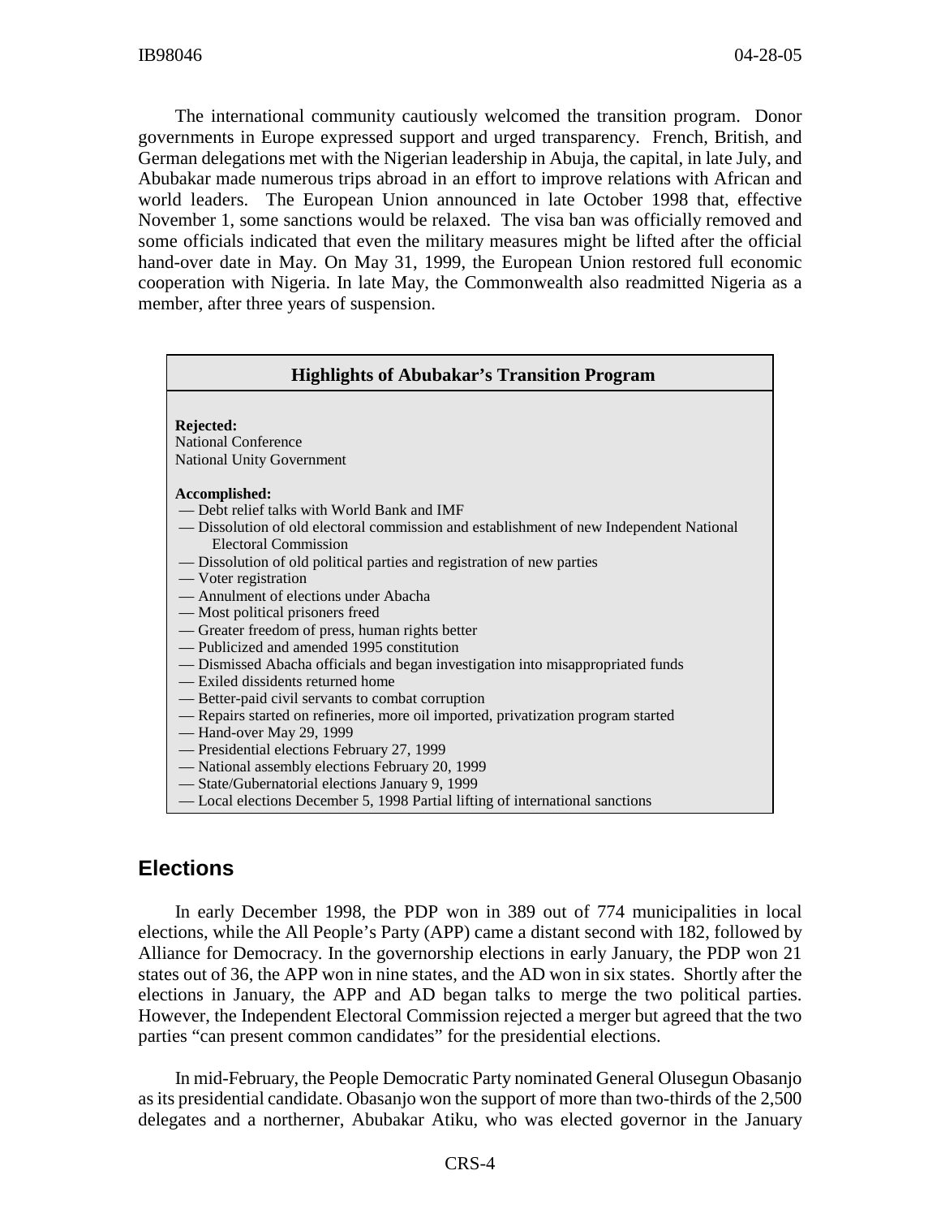The international community cautiously welcomed the transition program. Donor governments in Europe expressed support and urged transparency. French, British, and German delegations met with the Nigerian leadership in Abuja, the capital, in late July, and Abubakar made numerous trips abroad in an effort to improve relations with African and world leaders. The European Union announced in late October 1998 that, effective November 1, some sanctions would be relaxed. The visa ban was officially removed and some officials indicated that even the military measures might be lifted after the official hand-over date in May. On May 31, 1999, the European Union restored full economic cooperation with Nigeria. In late May, the Commonwealth also readmitted Nigeria as a member, after three years of suspension.

**Highlights of Abubakar's Transition Program**

**Rejected:**
National Conference
National Unity Government

**Accomplished:**
— Debt relief talks with World Bank and IMF
— Dissolution of old electoral commission and establishment of new Independent National Electoral Commission
— Dissolution of old political parties and registration of new parties
— Voter registration
— Annulment of elections under Abacha
— Most political prisoners freed
— Greater freedom of press, human rights better
— Publicized and amended 1995 constitution
— Dismissed Abacha officials and began investigation into misappropriated funds
— Exiled dissidents returned home
— Better-paid civil servants to combat corruption
— Repairs started on refineries, more oil imported, privatization program started
— Hand-over May 29, 1999
— Presidential elections February 27, 1999
— National assembly elections February 20, 1999
— State/Gubernatorial elections January 9, 1999
— Local elections December 5, 1998 Partial lifting of international sanctions

## Elections

In early December 1998, the PDP won in 389 out of 774 municipalities in local elections, while the All People's Party (APP) came a distant second with 182, followed by Alliance for Democracy. In the governorship elections in early January, the PDP won 21 states out of 36, the APP won in nine states, and the AD won in six states. Shortly after the elections in January, the APP and AD began talks to merge the two political parties. However, the Independent Electoral Commission rejected a merger but agreed that the two parties "can present common candidates" for the presidential elections.

In mid-February, the People Democratic Party nominated General Olusegun Obasanjo as its presidential candidate. Obasanjo won the support of more than two-thirds of the 2,500 delegates and a northerner, Abubakar Atiku, who was elected governor in the January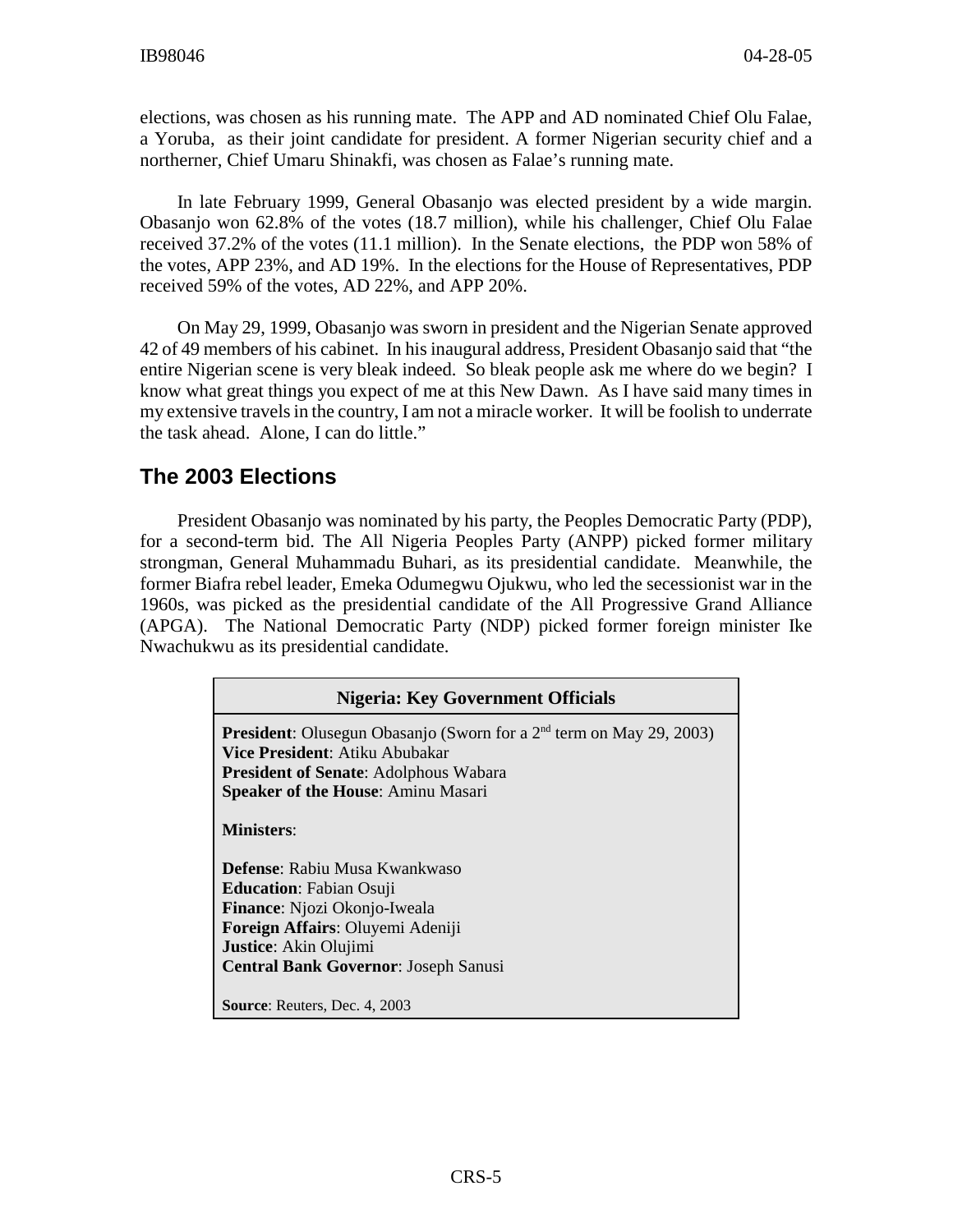elections, was chosen as his running mate. The APP and AD nominated Chief Olu Falae, a Yoruba, as their joint candidate for president. A former Nigerian security chief and a northerner, Chief Umaru Shinakfi, was chosen as Falae's running mate.

In late February 1999, General Obasanjo was elected president by a wide margin. Obasanjo won 62.8% of the votes (18.7 million), while his challenger, Chief Olu Falae received 37.2% of the votes (11.1 million). In the Senate elections, the PDP won 58% of the votes, APP 23%, and AD 19%. In the elections for the House of Representatives, PDP received 59% of the votes, AD 22%, and APP 20%.

On May 29, 1999, Obasanjo was sworn in president and the Nigerian Senate approved 42 of 49 members of his cabinet. In his inaugural address, President Obasanjo said that "the entire Nigerian scene is very bleak indeed. So bleak people ask me where do we begin? I know what great things you expect of me at this New Dawn. As I have said many times in my extensive travels in the country, I am not a miracle worker. It will be foolish to underrate the task ahead. Alone, I can do little."

## The 2003 Elections

President Obasanjo was nominated by his party, the Peoples Democratic Party (PDP), for a second-term bid. The All Nigeria Peoples Party (ANPP) picked former military strongman, General Muhammadu Buhari, as its presidential candidate. Meanwhile, the former Biafra rebel leader, Emeka Odumegwu Ojukwu, who led the secessionist war in the 1960s, was picked as the presidential candidate of the All Progressive Grand Alliance (APGA). The National Democratic Party (NDP) picked former foreign minister Ike Nwachukwu as its presidential candidate.

| Nigeria: Key Government Officials |
|---|
| **President**: Olusegun Obasanjo (Sworn for a 2nd term on May 29, 2003)<br>**Vice President**: Atiku Abubakar<br>**President of Senate**: Adolphous Wabara<br>**Speaker of the House**: Aminu Masari |
| **Ministers**: |
| **Defense**: Rabiu Musa Kwankwaso<br>**Education**: Fabian Osuji<br>**Finance**: Njozi Okonjo-Iweala<br>**Foreign Affairs**: Oluyemi Adeniji<br>**Justice**: Akin Olujimi<br>**Central Bank Governor**: Joseph Sanusi |
| **Source**: Reuters, Dec. 4, 2003 |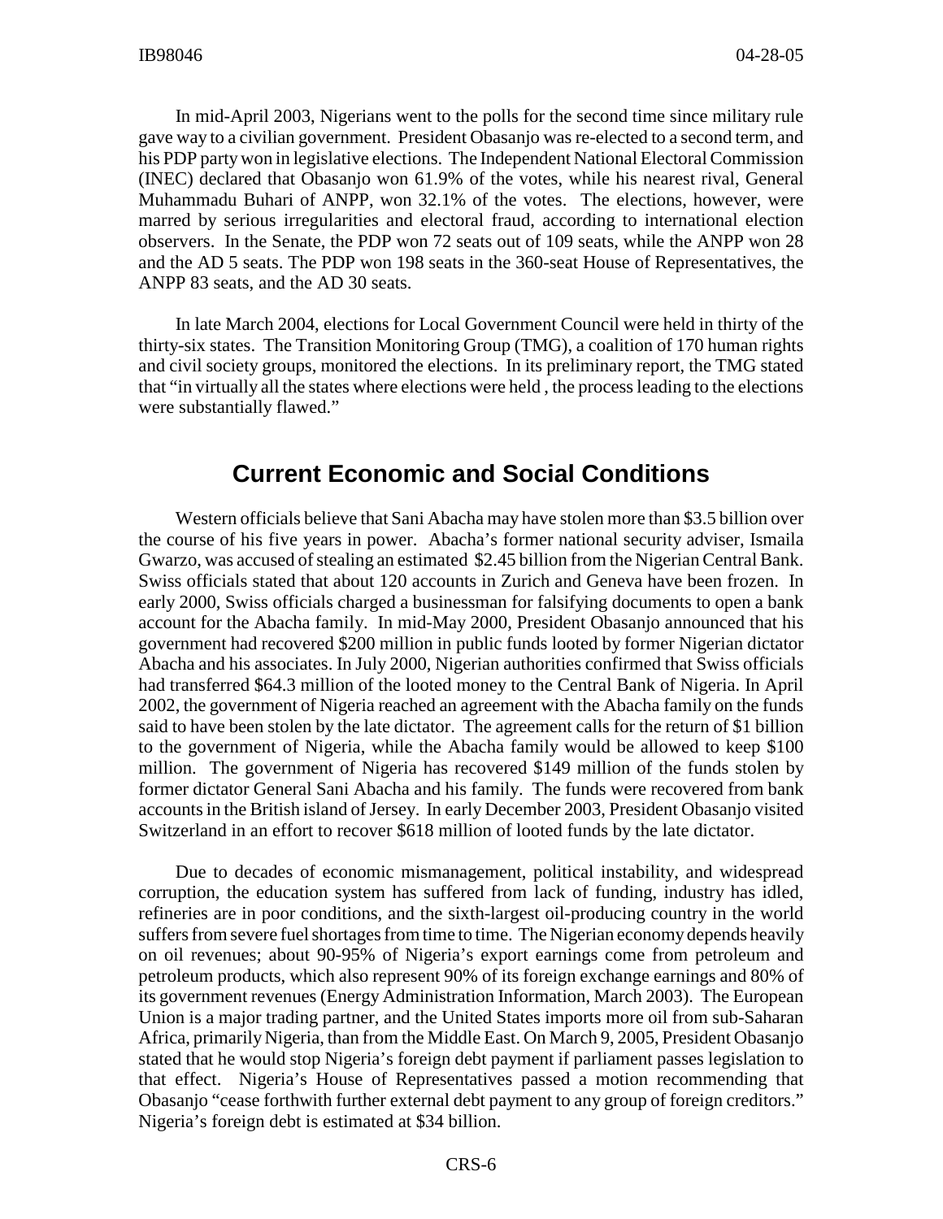In mid-April 2003, Nigerians went to the polls for the second time since military rule gave way to a civilian government. President Obasanjo was re-elected to a second term, and his PDP party won in legislative elections. The Independent National Electoral Commission (INEC) declared that Obasanjo won 61.9% of the votes, while his nearest rival, General Muhammadu Buhari of ANPP, won 32.1% of the votes. The elections, however, were marred by serious irregularities and electoral fraud, according to international election observers. In the Senate, the PDP won 72 seats out of 109 seats, while the ANPP won 28 and the AD 5 seats. The PDP won 198 seats in the 360-seat House of Representatives, the ANPP 83 seats, and the AD 30 seats.

In late March 2004, elections for Local Government Council were held in thirty of the thirty-six states. The Transition Monitoring Group (TMG), a coalition of 170 human rights and civil society groups, monitored the elections. In its preliminary report, the TMG stated that "in virtually all the states where elections were held , the process leading to the elections were substantially flawed."

## Current Economic and Social Conditions

Western officials believe that Sani Abacha may have stolen more than \$3.5 billion over the course of his five years in power. Abacha's former national security adviser, Ismaila Gwarzo, was accused of stealing an estimated \$2.45 billion from the Nigerian Central Bank. Swiss officials stated that about 120 accounts in Zurich and Geneva have been frozen. In early 2000, Swiss officials charged a businessman for falsifying documents to open a bank account for the Abacha family. In mid-May 2000, President Obasanjo announced that his government had recovered \$200 million in public funds looted by former Nigerian dictator Abacha and his associates. In July 2000, Nigerian authorities confirmed that Swiss officials had transferred \$64.3 million of the looted money to the Central Bank of Nigeria. In April 2002, the government of Nigeria reached an agreement with the Abacha family on the funds said to have been stolen by the late dictator. The agreement calls for the return of \$1 billion to the government of Nigeria, while the Abacha family would be allowed to keep \$100 million. The government of Nigeria has recovered \$149 million of the funds stolen by former dictator General Sani Abacha and his family. The funds were recovered from bank accounts in the British island of Jersey. In early December 2003, President Obasanjo visited Switzerland in an effort to recover \$618 million of looted funds by the late dictator.

Due to decades of economic mismanagement, political instability, and widespread corruption, the education system has suffered from lack of funding, industry has idled, refineries are in poor conditions, and the sixth-largest oil-producing country in the world suffers from severe fuel shortages from time to time. The Nigerian economy depends heavily on oil revenues; about 90-95% of Nigeria's export earnings come from petroleum and petroleum products, which also represent 90% of its foreign exchange earnings and 80% of its government revenues (Energy Administration Information, March 2003). The European Union is a major trading partner, and the United States imports more oil from sub-Saharan Africa, primarily Nigeria, than from the Middle East. On March 9, 2005, President Obasanjo stated that he would stop Nigeria's foreign debt payment if parliament passes legislation to that effect. Nigeria's House of Representatives passed a motion recommending that Obasanjo "cease forthwith further external debt payment to any group of foreign creditors." Nigeria's foreign debt is estimated at \$34 billion.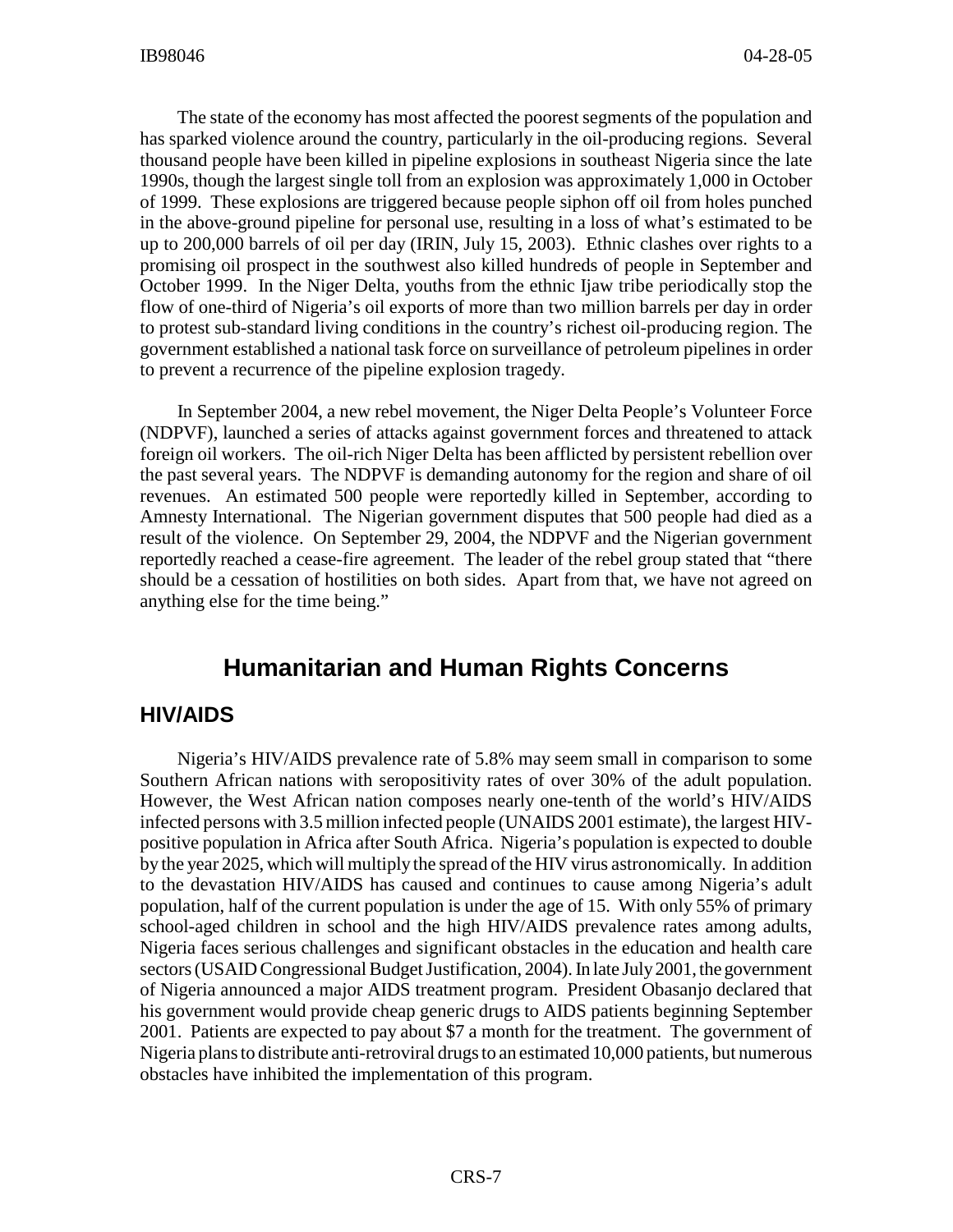The state of the economy has most affected the poorest segments of the population and has sparked violence around the country, particularly in the oil-producing regions. Several thousand people have been killed in pipeline explosions in southeast Nigeria since the late 1990s, though the largest single toll from an explosion was approximately 1,000 in October of 1999. These explosions are triggered because people siphon off oil from holes punched in the above-ground pipeline for personal use, resulting in a loss of what's estimated to be up to 200,000 barrels of oil per day (IRIN, July 15, 2003). Ethnic clashes over rights to a promising oil prospect in the southwest also killed hundreds of people in September and October 1999. In the Niger Delta, youths from the ethnic Ijaw tribe periodically stop the flow of one-third of Nigeria's oil exports of more than two million barrels per day in order to protest sub-standard living conditions in the country's richest oil-producing region. The government established a national task force on surveillance of petroleum pipelines in order to prevent a recurrence of the pipeline explosion tragedy.

In September 2004, a new rebel movement, the Niger Delta People's Volunteer Force (NDPVF), launched a series of attacks against government forces and threatened to attack foreign oil workers. The oil-rich Niger Delta has been afflicted by persistent rebellion over the past several years. The NDPVF is demanding autonomy for the region and share of oil revenues. An estimated 500 people were reportedly killed in September, according to Amnesty International. The Nigerian government disputes that 500 people had died as a result of the violence. On September 29, 2004, the NDPVF and the Nigerian government reportedly reached a cease-fire agreement. The leader of the rebel group stated that "there should be a cessation of hostilities on both sides. Apart from that, we have not agreed on anything else for the time being."

# Humanitarian and Human Rights Concerns

## HIV/AIDS

Nigeria's HIV/AIDS prevalence rate of 5.8% may seem small in comparison to some Southern African nations with seropositivity rates of over 30% of the adult population. However, the West African nation composes nearly one-tenth of the world's HIV/AIDS infected persons with 3.5 million infected people (UNAIDS 2001 estimate), the largest HIV-positive population in Africa after South Africa. Nigeria's population is expected to double by the year 2025, which will multiply the spread of the HIV virus astronomically. In addition to the devastation HIV/AIDS has caused and continues to cause among Nigeria's adult population, half of the current population is under the age of 15. With only 55% of primary school-aged children in school and the high HIV/AIDS prevalence rates among adults, Nigeria faces serious challenges and significant obstacles in the education and health care sectors (USAID Congressional Budget Justification, 2004). In late July 2001, the government of Nigeria announced a major AIDS treatment program. President Obasanjo declared that his government would provide cheap generic drugs to AIDS patients beginning September 2001. Patients are expected to pay about $7 a month for the treatment. The government of Nigeria plans to distribute anti-retroviral drugs to an estimated 10,000 patients, but numerous obstacles have inhibited the implementation of this program.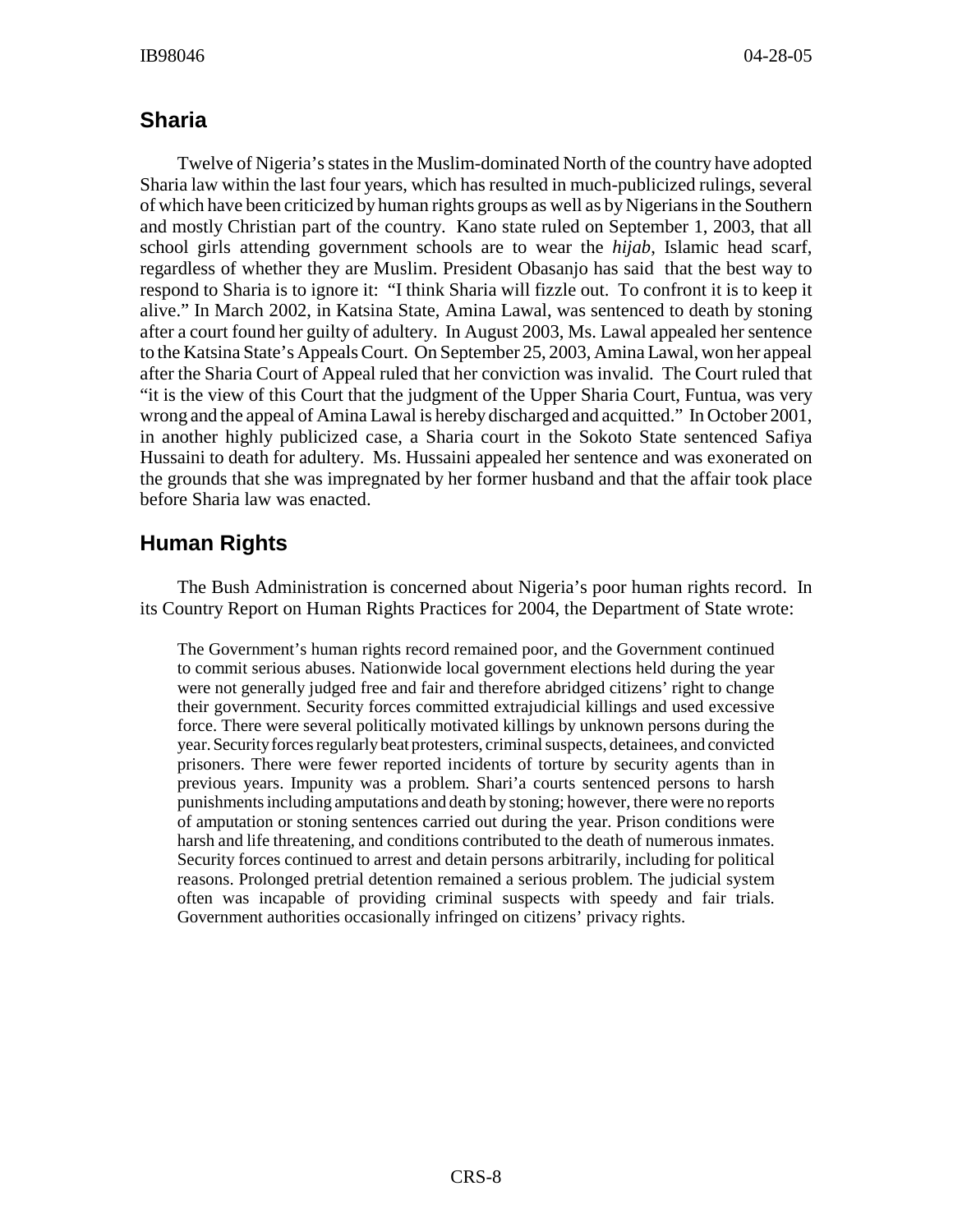## Sharia

Twelve of Nigeria's states in the Muslim-dominated North of the country have adopted Sharia law within the last four years, which has resulted in much-publicized rulings, several of which have been criticized by human rights groups as well as by Nigerians in the Southern and mostly Christian part of the country. Kano state ruled on September 1, 2003, that all school girls attending government schools are to wear the *hijab*, Islamic head scarf, regardless of whether they are Muslim. President Obasanjo has said that the best way to respond to Sharia is to ignore it: "I think Sharia will fizzle out. To confront it is to keep it alive." In March 2002, in Katsina State, Amina Lawal, was sentenced to death by stoning after a court found her guilty of adultery. In August 2003, Ms. Lawal appealed her sentence to the Katsina State's Appeals Court. On September 25, 2003, Amina Lawal, won her appeal after the Sharia Court of Appeal ruled that her conviction was invalid. The Court ruled that "it is the view of this Court that the judgment of the Upper Sharia Court, Funtua, was very wrong and the appeal of Amina Lawal is hereby discharged and acquitted." In October 2001, in another highly publicized case, a Sharia court in the Sokoto State sentenced Safiya Hussaini to death for adultery. Ms. Hussaini appealed her sentence and was exonerated on the grounds that she was impregnated by her former husband and that the affair took place before Sharia law was enacted.

## Human Rights

The Bush Administration is concerned about Nigeria's poor human rights record. In its Country Report on Human Rights Practices for 2004, the Department of State wrote:

> The Government's human rights record remained poor, and the Government continued to commit serious abuses. Nationwide local government elections held during the year were not generally judged free and fair and therefore abridged citizens' right to change their government. Security forces committed extrajudicial killings and used excessive force. There were several politically motivated killings by unknown persons during the year. Security forces regularly beat protesters, criminal suspects, detainees, and convicted prisoners. There were fewer reported incidents of torture by security agents than in previous years. Impunity was a problem. Shari'a courts sentenced persons to harsh punishments including amputations and death by stoning; however, there were no reports of amputation or stoning sentences carried out during the year. Prison conditions were harsh and life threatening, and conditions contributed to the death of numerous inmates. Security forces continued to arrest and detain persons arbitrarily, including for political reasons. Prolonged pretrial detention remained a serious problem. The judicial system often was incapable of providing criminal suspects with speedy and fair trials. Government authorities occasionally infringed on citizens' privacy rights.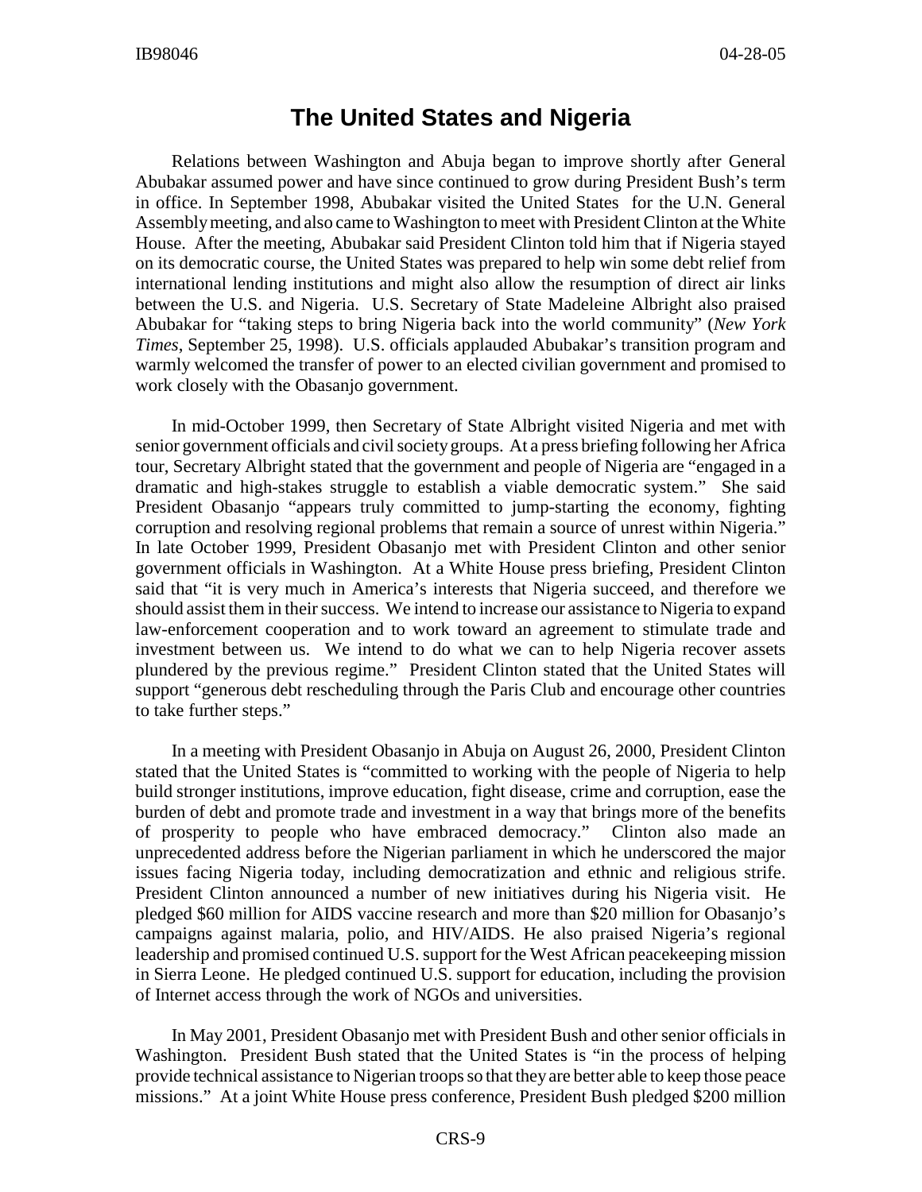## The United States and Nigeria

Relations between Washington and Abuja began to improve shortly after General Abubakar assumed power and have since continued to grow during President Bush's term in office. In September 1998, Abubakar visited the United States for the U.N. General Assembly meeting, and also came to Washington to meet with President Clinton at the White House. After the meeting, Abubakar said President Clinton told him that if Nigeria stayed on its democratic course, the United States was prepared to help win some debt relief from international lending institutions and might also allow the resumption of direct air links between the U.S. and Nigeria. U.S. Secretary of State Madeleine Albright also praised Abubakar for "taking steps to bring Nigeria back into the world community" (*New York Times*, September 25, 1998). U.S. officials applauded Abubakar's transition program and warmly welcomed the transfer of power to an elected civilian government and promised to work closely with the Obasanjo government.

In mid-October 1999, then Secretary of State Albright visited Nigeria and met with senior government officials and civil society groups. At a press briefing following her Africa tour, Secretary Albright stated that the government and people of Nigeria are "engaged in a dramatic and high-stakes struggle to establish a viable democratic system." She said President Obasanjo "appears truly committed to jump-starting the economy, fighting corruption and resolving regional problems that remain a source of unrest within Nigeria." In late October 1999, President Obasanjo met with President Clinton and other senior government officials in Washington. At a White House press briefing, President Clinton said that "it is very much in America's interests that Nigeria succeed, and therefore we should assist them in their success. We intend to increase our assistance to Nigeria to expand law-enforcement cooperation and to work toward an agreement to stimulate trade and investment between us. We intend to do what we can to help Nigeria recover assets plundered by the previous regime." President Clinton stated that the United States will support "generous debt rescheduling through the Paris Club and encourage other countries to take further steps."

In a meeting with President Obasanjo in Abuja on August 26, 2000, President Clinton stated that the United States is "committed to working with the people of Nigeria to help build stronger institutions, improve education, fight disease, crime and corruption, ease the burden of debt and promote trade and investment in a way that brings more of the benefits of prosperity to people who have embraced democracy." Clinton also made an unprecedented address before the Nigerian parliament in which he underscored the major issues facing Nigeria today, including democratization and ethnic and religious strife. President Clinton announced a number of new initiatives during his Nigeria visit. He pledged $60 million for AIDS vaccine research and more than $20 million for Obasanjo's campaigns against malaria, polio, and HIV/AIDS. He also praised Nigeria's regional leadership and promised continued U.S. support for the West African peacekeeping mission in Sierra Leone. He pledged continued U.S. support for education, including the provision of Internet access through the work of NGOs and universities.

In May 2001, President Obasanjo met with President Bush and other senior officials in Washington. President Bush stated that the United States is "in the process of helping provide technical assistance to Nigerian troops so that they are better able to keep those peace missions." At a joint White House press conference, President Bush pledged $200 million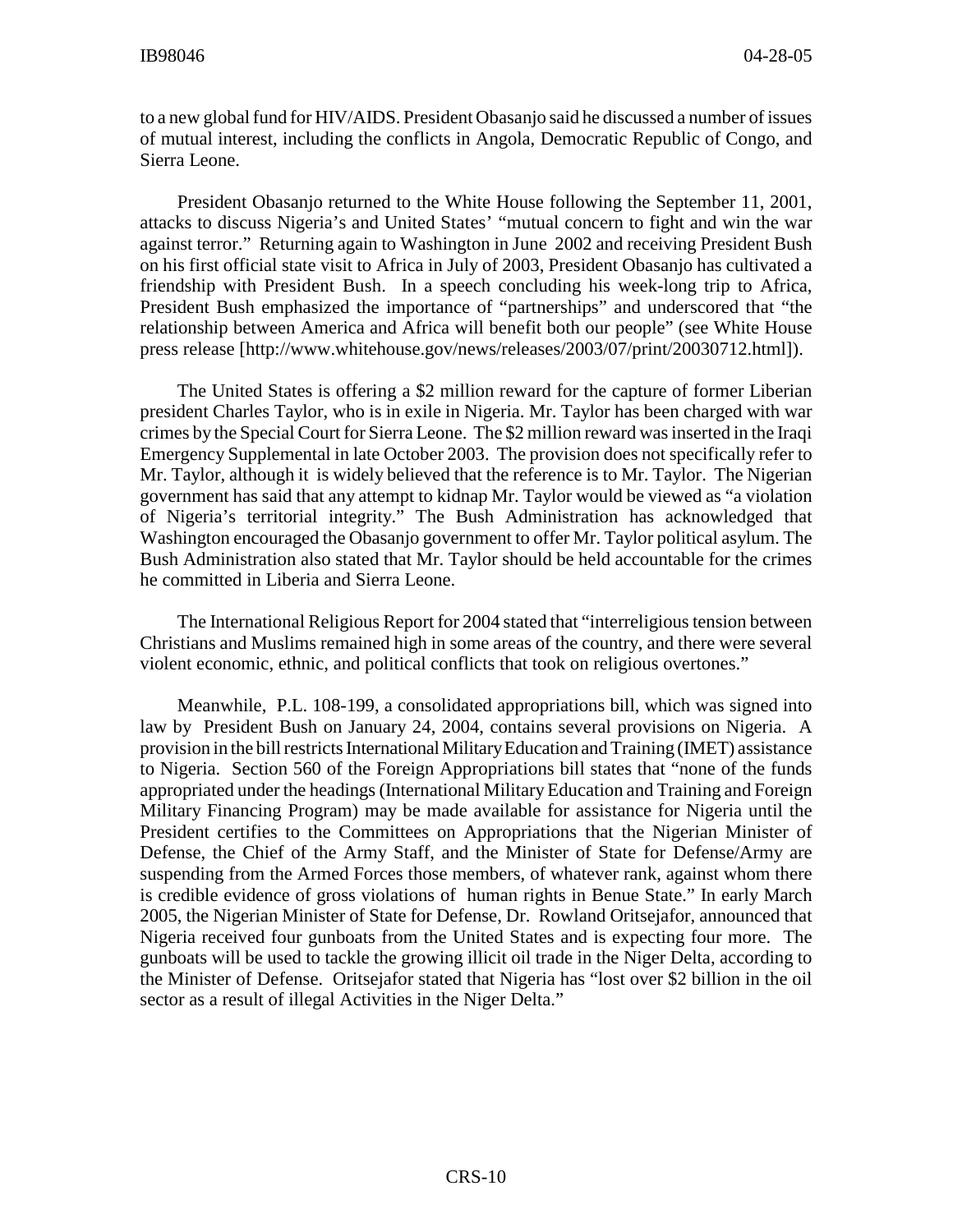to a new global fund for HIV/AIDS. President Obasanjo said he discussed a number of issues of mutual interest, including the conflicts in Angola, Democratic Republic of Congo, and Sierra Leone.

President Obasanjo returned to the White House following the September 11, 2001, attacks to discuss Nigeria's and United States' "mutual concern to fight and win the war against terror." Returning again to Washington in June 2002 and receiving President Bush on his first official state visit to Africa in July of 2003, President Obasanjo has cultivated a friendship with President Bush. In a speech concluding his week-long trip to Africa, President Bush emphasized the importance of "partnerships" and underscored that "the relationship between America and Africa will benefit both our people" (see White House press release [http://www.whitehouse.gov/news/releases/2003/07/print/20030712.html]).

The United States is offering a $2 million reward for the capture of former Liberian president Charles Taylor, who is in exile in Nigeria. Mr. Taylor has been charged with war crimes by the Special Court for Sierra Leone. The $2 million reward was inserted in the Iraqi Emergency Supplemental in late October 2003. The provision does not specifically refer to Mr. Taylor, although it is widely believed that the reference is to Mr. Taylor. The Nigerian government has said that any attempt to kidnap Mr. Taylor would be viewed as "a violation of Nigeria's territorial integrity." The Bush Administration has acknowledged that Washington encouraged the Obasanjo government to offer Mr. Taylor political asylum. The Bush Administration also stated that Mr. Taylor should be held accountable for the crimes he committed in Liberia and Sierra Leone.

The International Religious Report for 2004 stated that "interreligious tension between Christians and Muslims remained high in some areas of the country, and there were several violent economic, ethnic, and political conflicts that took on religious overtones."

Meanwhile, P.L. 108-199, a consolidated appropriations bill, which was signed into law by President Bush on January 24, 2004, contains several provisions on Nigeria. A provision in the bill restricts International Military Education and Training (IMET) assistance to Nigeria. Section 560 of the Foreign Appropriations bill states that "none of the funds appropriated under the headings (International Military Education and Training and Foreign Military Financing Program) may be made available for assistance for Nigeria until the President certifies to the Committees on Appropriations that the Nigerian Minister of Defense, the Chief of the Army Staff, and the Minister of State for Defense/Army are suspending from the Armed Forces those members, of whatever rank, against whom there is credible evidence of gross violations of human rights in Benue State." In early March 2005, the Nigerian Minister of State for Defense, Dr. Rowland Oritsejafor, announced that Nigeria received four gunboats from the United States and is expecting four more. The gunboats will be used to tackle the growing illicit oil trade in the Niger Delta, according to the Minister of Defense. Oritsejafor stated that Nigeria has "lost over $2 billion in the oil sector as a result of illegal Activities in the Niger Delta."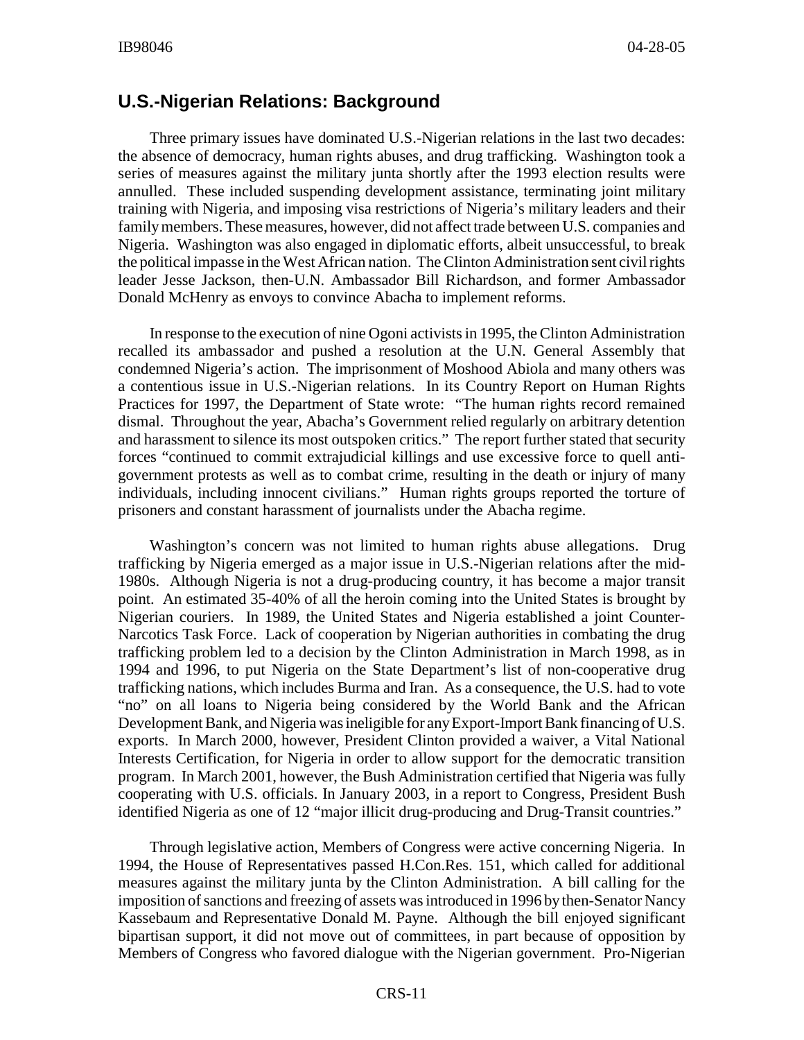## U.S.-Nigerian Relations: Background

Three primary issues have dominated U.S.-Nigerian relations in the last two decades: the absence of democracy, human rights abuses, and drug trafficking. Washington took a series of measures against the military junta shortly after the 1993 election results were annulled. These included suspending development assistance, terminating joint military training with Nigeria, and imposing visa restrictions of Nigeria's military leaders and their family members. These measures, however, did not affect trade between U.S. companies and Nigeria. Washington was also engaged in diplomatic efforts, albeit unsuccessful, to break the political impasse in the West African nation. The Clinton Administration sent civil rights leader Jesse Jackson, then-U.N. Ambassador Bill Richardson, and former Ambassador Donald McHenry as envoys to convince Abacha to implement reforms.

In response to the execution of nine Ogoni activists in 1995, the Clinton Administration recalled its ambassador and pushed a resolution at the U.N. General Assembly that condemned Nigeria's action. The imprisonment of Moshood Abiola and many others was a contentious issue in U.S.-Nigerian relations. In its Country Report on Human Rights Practices for 1997, the Department of State wrote: "The human rights record remained dismal. Throughout the year, Abacha's Government relied regularly on arbitrary detention and harassment to silence its most outspoken critics." The report further stated that security forces "continued to commit extrajudicial killings and use excessive force to quell anti-government protests as well as to combat crime, resulting in the death or injury of many individuals, including innocent civilians." Human rights groups reported the torture of prisoners and constant harassment of journalists under the Abacha regime.

Washington's concern was not limited to human rights abuse allegations. Drug trafficking by Nigeria emerged as a major issue in U.S.-Nigerian relations after the mid-1980s. Although Nigeria is not a drug-producing country, it has become a major transit point. An estimated 35-40% of all the heroin coming into the United States is brought by Nigerian couriers. In 1989, the United States and Nigeria established a joint Counter-Narcotics Task Force. Lack of cooperation by Nigerian authorities in combating the drug trafficking problem led to a decision by the Clinton Administration in March 1998, as in 1994 and 1996, to put Nigeria on the State Department's list of non-cooperative drug trafficking nations, which includes Burma and Iran. As a consequence, the U.S. had to vote "no" on all loans to Nigeria being considered by the World Bank and the African Development Bank, and Nigeria was ineligible for any Export-Import Bank financing of U.S. exports. In March 2000, however, President Clinton provided a waiver, a Vital National Interests Certification, for Nigeria in order to allow support for the democratic transition program. In March 2001, however, the Bush Administration certified that Nigeria was fully cooperating with U.S. officials. In January 2003, in a report to Congress, President Bush identified Nigeria as one of 12 "major illicit drug-producing and Drug-Transit countries."

Through legislative action, Members of Congress were active concerning Nigeria. In 1994, the House of Representatives passed H.Con.Res. 151, which called for additional measures against the military junta by the Clinton Administration. A bill calling for the imposition of sanctions and freezing of assets was introduced in 1996 by then-Senator Nancy Kassebaum and Representative Donald M. Payne. Although the bill enjoyed significant bipartisan support, it did not move out of committees, in part because of opposition by Members of Congress who favored dialogue with the Nigerian government. Pro-Nigerian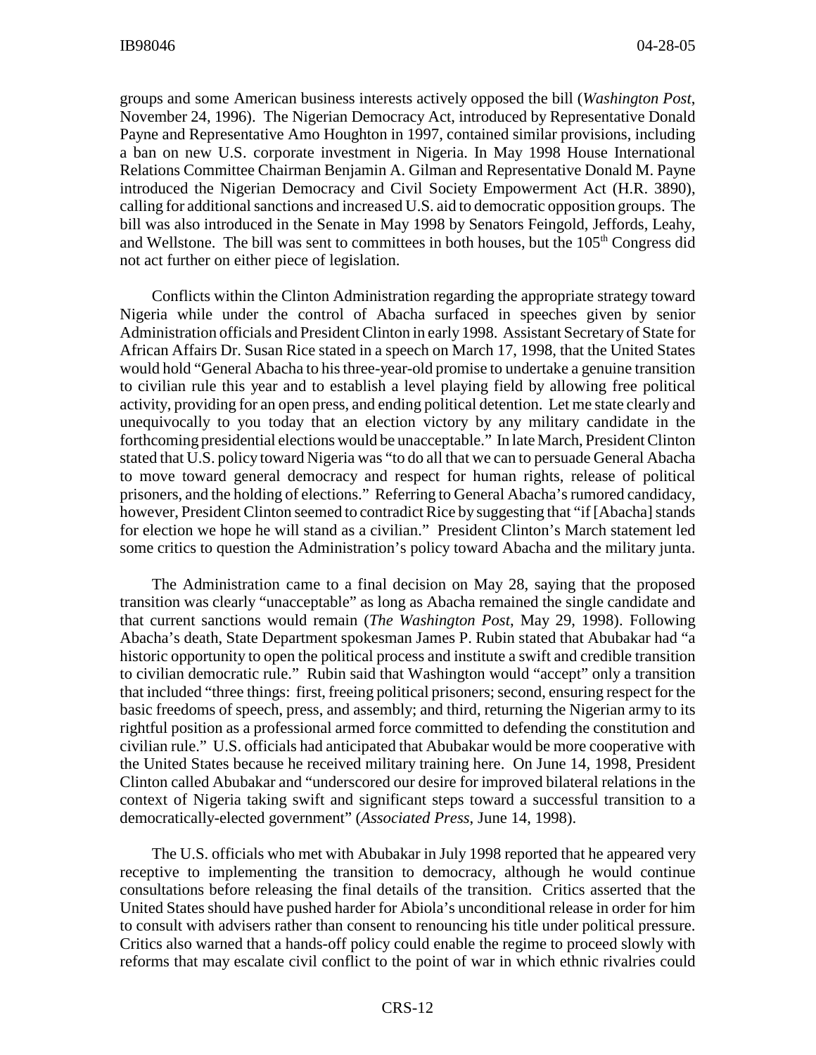groups and some American business interests actively opposed the bill (*Washington Post*, November 24, 1996). The Nigerian Democracy Act, introduced by Representative Donald Payne and Representative Amo Houghton in 1997, contained similar provisions, including a ban on new U.S. corporate investment in Nigeria. In May 1998 House International Relations Committee Chairman Benjamin A. Gilman and Representative Donald M. Payne introduced the Nigerian Democracy and Civil Society Empowerment Act (H.R. 3890), calling for additional sanctions and increased U.S. aid to democratic opposition groups. The bill was also introduced in the Senate in May 1998 by Senators Feingold, Jeffords, Leahy, and Wellstone. The bill was sent to committees in both houses, but the 105th Congress did not act further on either piece of legislation.

Conflicts within the Clinton Administration regarding the appropriate strategy toward Nigeria while under the control of Abacha surfaced in speeches given by senior Administration officials and President Clinton in early 1998. Assistant Secretary of State for African Affairs Dr. Susan Rice stated in a speech on March 17, 1998, that the United States would hold "General Abacha to his three-year-old promise to undertake a genuine transition to civilian rule this year and to establish a level playing field by allowing free political activity, providing for an open press, and ending political detention. Let me state clearly and unequivocally to you today that an election victory by any military candidate in the forthcoming presidential elections would be unacceptable." In late March, President Clinton stated that U.S. policy toward Nigeria was "to do all that we can to persuade General Abacha to move toward general democracy and respect for human rights, release of political prisoners, and the holding of elections." Referring to General Abacha's rumored candidacy, however, President Clinton seemed to contradict Rice by suggesting that "if [Abacha] stands for election we hope he will stand as a civilian." President Clinton's March statement led some critics to question the Administration's policy toward Abacha and the military junta.

The Administration came to a final decision on May 28, saying that the proposed transition was clearly "unacceptable" as long as Abacha remained the single candidate and that current sanctions would remain (*The Washington Post*, May 29, 1998). Following Abacha's death, State Department spokesman James P. Rubin stated that Abubakar had "a historic opportunity to open the political process and institute a swift and credible transition to civilian democratic rule." Rubin said that Washington would "accept" only a transition that included "three things: first, freeing political prisoners; second, ensuring respect for the basic freedoms of speech, press, and assembly; and third, returning the Nigerian army to its rightful position as a professional armed force committed to defending the constitution and civilian rule." U.S. officials had anticipated that Abubakar would be more cooperative with the United States because he received military training here. On June 14, 1998, President Clinton called Abubakar and "underscored our desire for improved bilateral relations in the context of Nigeria taking swift and significant steps toward a successful transition to a democratically-elected government" (*Associated Press*, June 14, 1998).

The U.S. officials who met with Abubakar in July 1998 reported that he appeared very receptive to implementing the transition to democracy, although he would continue consultations before releasing the final details of the transition. Critics asserted that the United States should have pushed harder for Abiola's unconditional release in order for him to consult with advisers rather than consent to renouncing his title under political pressure. Critics also warned that a hands-off policy could enable the regime to proceed slowly with reforms that may escalate civil conflict to the point of war in which ethnic rivalries could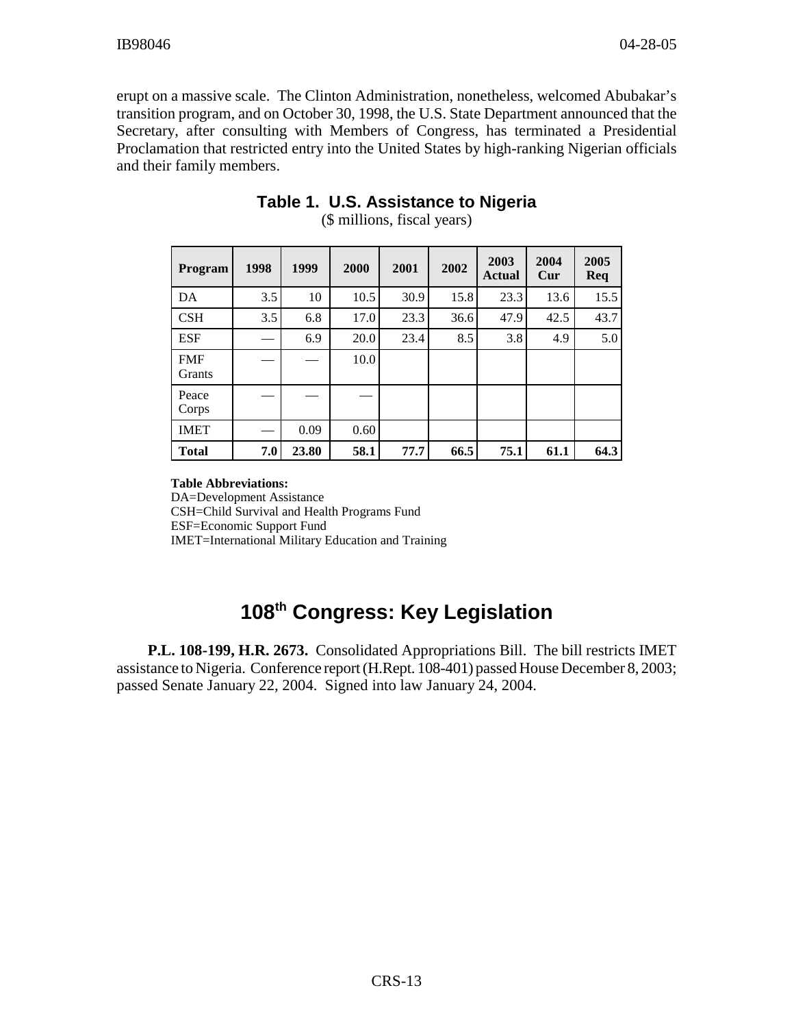erupt on a massive scale. The Clinton Administration, nonetheless, welcomed Abubakar's transition program, and on October 30, 1998, the U.S. State Department announced that the Secretary, after consulting with Members of Congress, has terminated a Presidential Proclamation that restricted entry into the United States by high-ranking Nigerian officials and their family members.

**Table 1. U.S. Assistance to Nigeria**

($ millions, fiscal years)

| Program | 1998 | 1999 | 2000 | 2001 | 2002 | 2003 Actual | 2004 Cur | 2005 Req |
|---|---|---|---|---|---|---|---|---|
| DA | 3.5 | 10 | 10.5 | 30.9 | 15.8 | 23.3 | 13.6 | 15.5 |
| CSH | 3.5 | 6.8 | 17.0 | 23.3 | 36.6 | 47.9 | 42.5 | 43.7 |
| ESF | — | 6.9 | 20.0 | 23.4 | 8.5 | 3.8 | 4.9 | 5.0 |
| FMF Grants | — | — | 10.0 | | | | | |
| Peace Corps | — | — | — | | | | | |
| IMET | — | 0.09 | 0.60 | | | | | |
| **Total** | **7.0** | **23.80** | **58.1** | **77.7** | **66.5** | **75.1** | **61.1** | **64.3** |

**Table Abbreviations:**
DA=Development Assistance
CSH=Child Survival and Health Programs Fund
ESF=Economic Support Fund
IMET=International Military Education and Training

# 108th Congress: Key Legislation

**P.L. 108-199, H.R. 2673.** Consolidated Appropriations Bill. The bill restricts IMET assistance to Nigeria. Conference report (H.Rept. 108-401) passed House December 8, 2003; passed Senate January 22, 2004. Signed into law January 24, 2004.